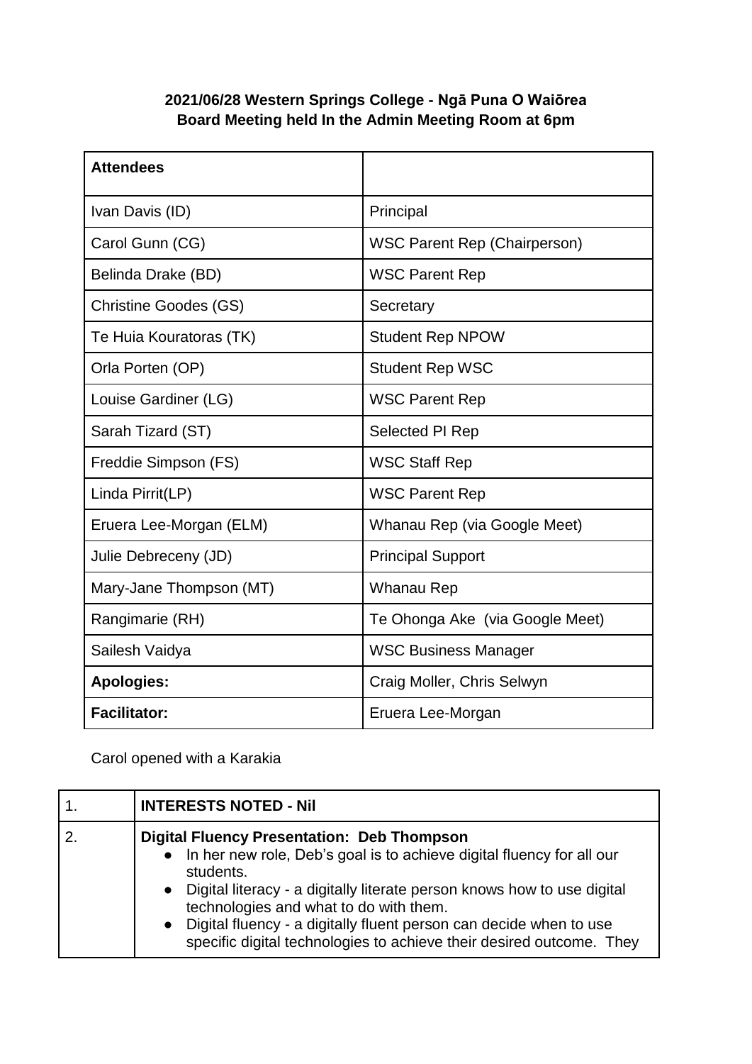**2021/06/28 Western Springs College - Ngā Puna O Waiōrea**
**Board Meeting held In the Admin Meeting Room at 6pm**

| **Attendees** | |
|---|---|
| Ivan Davis (ID) | Principal |
| Carol Gunn (CG) | WSC Parent Rep (Chairperson) |
| Belinda Drake (BD) | WSC Parent Rep |
| Christine Goodes (GS) | Secretary |
| Te Huia Kouratoras (TK) | Student Rep NPOW |
| Orla Porten (OP) | Student Rep WSC |
| Louise Gardiner (LG) | WSC Parent Rep |
| Sarah Tizard (ST) | Selected PI Rep |
| Freddie Simpson (FS) | WSC Staff Rep |
| Linda Pirrit(LP) | WSC Parent Rep |
| Eruera Lee-Morgan (ELM) | Whanau Rep (via Google Meet) |
| Julie Debreceny (JD) | Principal Support |
| Mary-Jane Thompson (MT) | Whanau Rep |
| Rangimarie (RH) | Te Ohonga Ake (via Google Meet) |
| Sailesh Vaidya | WSC Business Manager |
| **Apologies:** | Craig Moller, Chris Selwyn |
| **Facilitator:** | Eruera Lee-Morgan |

Carol opened with a Karakia

| | |
|---|---|
| 1. | **INTERESTS NOTED - Nil** |
| 2. | **Digital Fluency Presentation: Deb Thompson**<br>• In her new role, Deb's goal is to achieve digital fluency for all our students.<br>• Digital literacy - a digitally literate person knows how to use digital technologies and what to do with them.<br>• Digital fluency - a digitally fluent person can decide when to use specific digital technologies to achieve their desired outcome. They |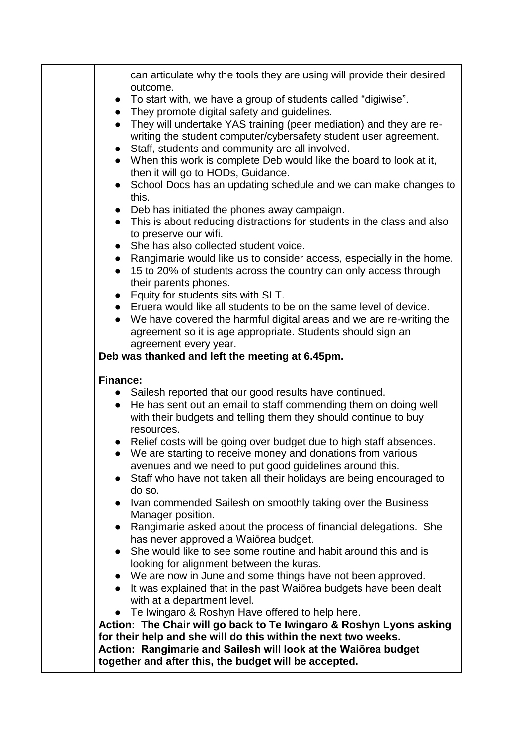can articulate why the tools they are using will provide their desired outcome.

- To start with, we have a group of students called "digiwise".
- They promote digital safety and guidelines.
- They will undertake YAS training (peer mediation) and they are re-writing the student computer/cybersafety student user agreement.
- Staff, students and community are all involved.
- When this work is complete Deb would like the board to look at it, then it will go to HODs, Guidance.
- School Docs has an updating schedule and we can make changes to this.
- Deb has initiated the phones away campaign.
- This is about reducing distractions for students in the class and also to preserve our wifi.
- She has also collected student voice.
- Rangimarie would like us to consider access, especially in the home.
- 15 to 20% of students across the country can only access through their parents phones.
- Equity for students sits with SLT.
- Eruera would like all students to be on the same level of device.
- We have covered the harmful digital areas and we are re-writing the agreement so it is age appropriate. Students should sign an agreement every year.

**Deb was thanked and left the meeting at 6.45pm.**

**Finance:**

- Sailesh reported that our good results have continued.
- He has sent out an email to staff commending them on doing well with their budgets and telling them they should continue to buy resources.
- Relief costs will be going over budget due to high staff absences.
- We are starting to receive money and donations from various avenues and we need to put good guidelines around this.
- Staff who have not taken all their holidays are being encouraged to do so.
- Ivan commended Sailesh on smoothly taking over the Business Manager position.
- Rangimarie asked about the process of financial delegations. She has never approved a Waiōrea budget.
- She would like to see some routine and habit around this and is looking for alignment between the kuras.
- We are now in June and some things have not been approved.
- It was explained that in the past Waiōrea budgets have been dealt with at a department level.
- Te Iwingaro & Roshyn Have offered to help here.

**Action: The Chair will go back to Te Iwingaro & Roshyn Lyons asking for their help and she will do this within the next two weeks.**
**Action: Rangimarie and Sailesh will look at the Waiōrea budget together and after this, the budget will be accepted.**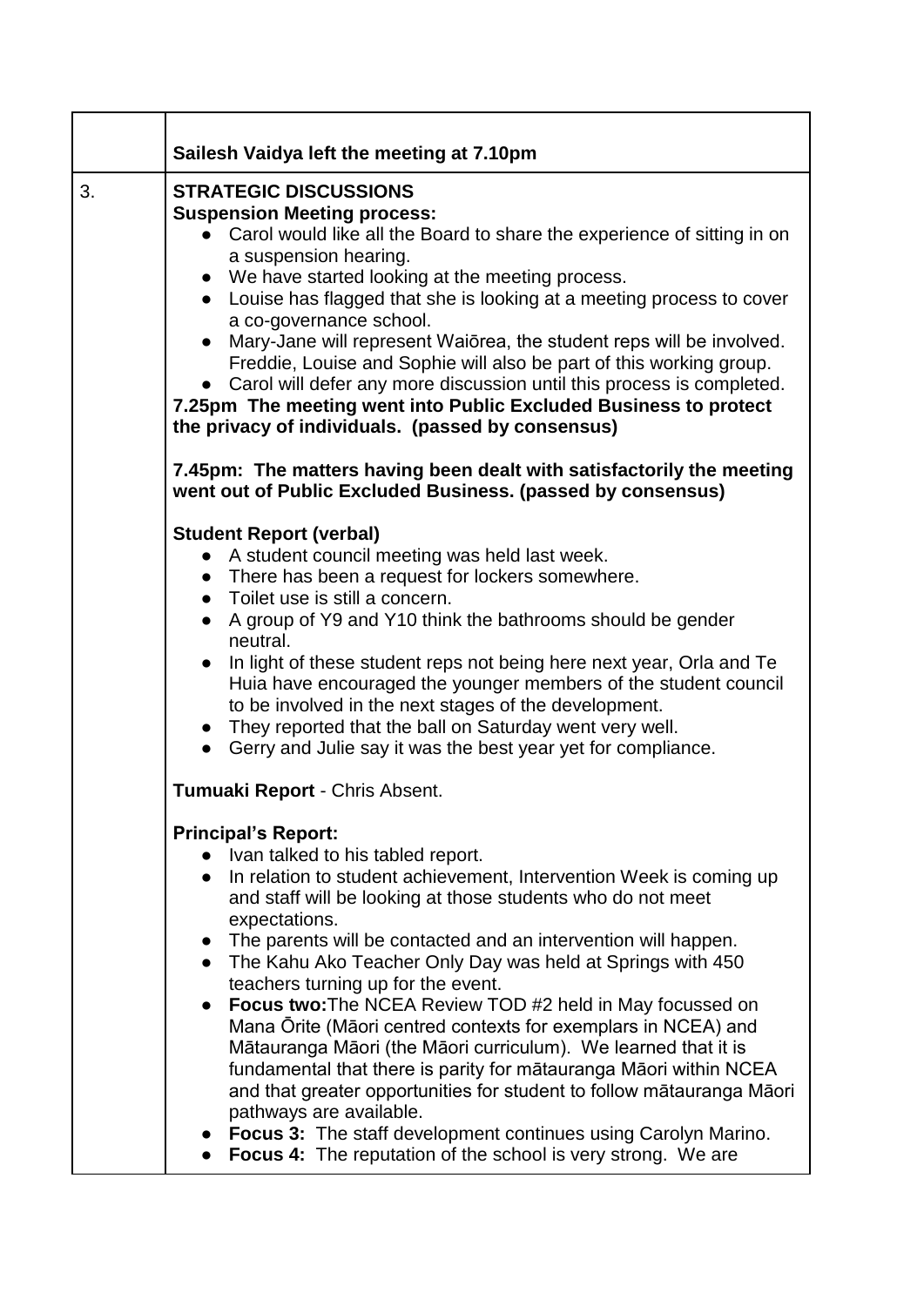| | |
|---|---|
| | **Sailesh Vaidya left the meeting at 7.10pm** |
| 3. | **STRATEGIC DISCUSSIONS**<br>**Suspension Meeting process:**<br>● Carol would like all the Board to share the experience of sitting in on a suspension hearing.<br>● We have started looking at the meeting process.<br>● Louise has flagged that she is looking at a meeting process to cover a co-governance school.<br>● Mary-Jane will represent Waiōrea, the student reps will be involved. Freddie, Louise and Sophie will also be part of this working group.<br>● Carol will defer any more discussion until this process is completed.<br>**7.25pm The meeting went into Public Excluded Business to protect the privacy of individuals. (passed by consensus)**<br><br>**7.45pm: The matters having been dealt with satisfactorily the meeting went out of Public Excluded Business. (passed by consensus)**<br><br>**Student Report (verbal)**<br>● A student council meeting was held last week.<br>● There has been a request for lockers somewhere.<br>● Toilet use is still a concern.<br>● A group of Y9 and Y10 think the bathrooms should be gender neutral.<br>● In light of these student reps not being here next year, Orla and Te Huia have encouraged the younger members of the student council to be involved in the next stages of the development.<br>● They reported that the ball on Saturday went very well.<br>● Gerry and Julie say it was the best year yet for compliance.<br><br>**Tumuaki Report** - Chris Absent.<br><br>**Principal's Report:**<br>● Ivan talked to his tabled report.<br>● In relation to student achievement, Intervention Week is coming up and staff will be looking at those students who do not meet expectations.<br>● The parents will be contacted and an intervention will happen.<br>● The Kahu Ako Teacher Only Day was held at Springs with 450 teachers turning up for the event.<br>● **Focus two:**The NCEA Review TOD #2 held in May focussed on Mana Ōrite (Māori centred contexts for exemplars in NCEA) and Mātauranga Māori (the Māori curriculum). We learned that it is fundamental that there is parity for mātauranga Māori within NCEA and that greater opportunities for student to follow mātauranga Māori pathways are available.<br>● **Focus 3:** The staff development continues using Carolyn Marino.<br>● **Focus 4:** The reputation of the school is very strong. We are |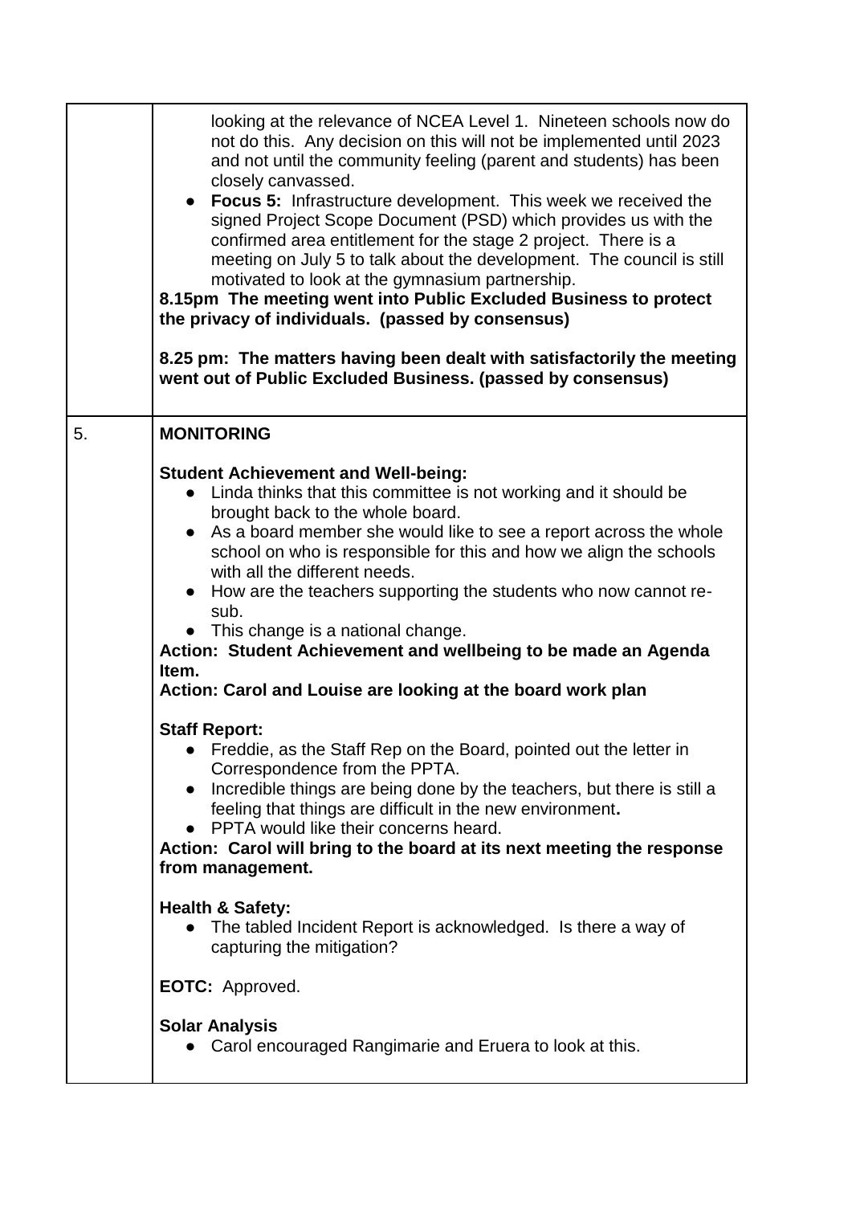| | |
|---|---|
| | looking at the relevance of NCEA Level 1. Nineteen schools now do not do this. Any decision on this will not be implemented until 2023 and not until the community feeling (parent and students) has been closely canvassed.<br>● **Focus 5:** Infrastructure development. This week we received the signed Project Scope Document (PSD) which provides us with the confirmed area entitlement for the stage 2 project. There is a meeting on July 5 to talk about the development. The council is still motivated to look at the gymnasium partnership.<br>**8.15pm The meeting went into Public Excluded Business to protect the privacy of individuals. (passed by consensus)**<br><br>**8.25 pm: The matters having been dealt with satisfactorily the meeting went out of Public Excluded Business. (passed by consensus)** |
| 5. | **MONITORING**<br><br>**Student Achievement and Well-being:**<br>● Linda thinks that this committee is not working and it should be brought back to the whole board.<br>● As a board member she would like to see a report across the whole school on who is responsible for this and how we align the schools with all the different needs.<br>● How are the teachers supporting the students who now cannot re-sub.<br>● This change is a national change.<br>**Action: Student Achievement and wellbeing to be made an Agenda Item.**<br>**Action: Carol and Louise are looking at the board work plan**<br><br>**Staff Report:**<br>● Freddie, as the Staff Rep on the Board, pointed out the letter in Correspondence from the PPTA.<br>● Incredible things are being done by the teachers, but there is still a feeling that things are difficult in the new environment**.**<br>● PPTA would like their concerns heard.<br>**Action: Carol will bring to the board at its next meeting the response from management.**<br><br>**Health & Safety:**<br>● The tabled Incident Report is acknowledged. Is there a way of capturing the mitigation?<br><br>**EOTC:** Approved.<br><br>**Solar Analysis**<br>● Carol encouraged Rangimarie and Eruera to look at this. |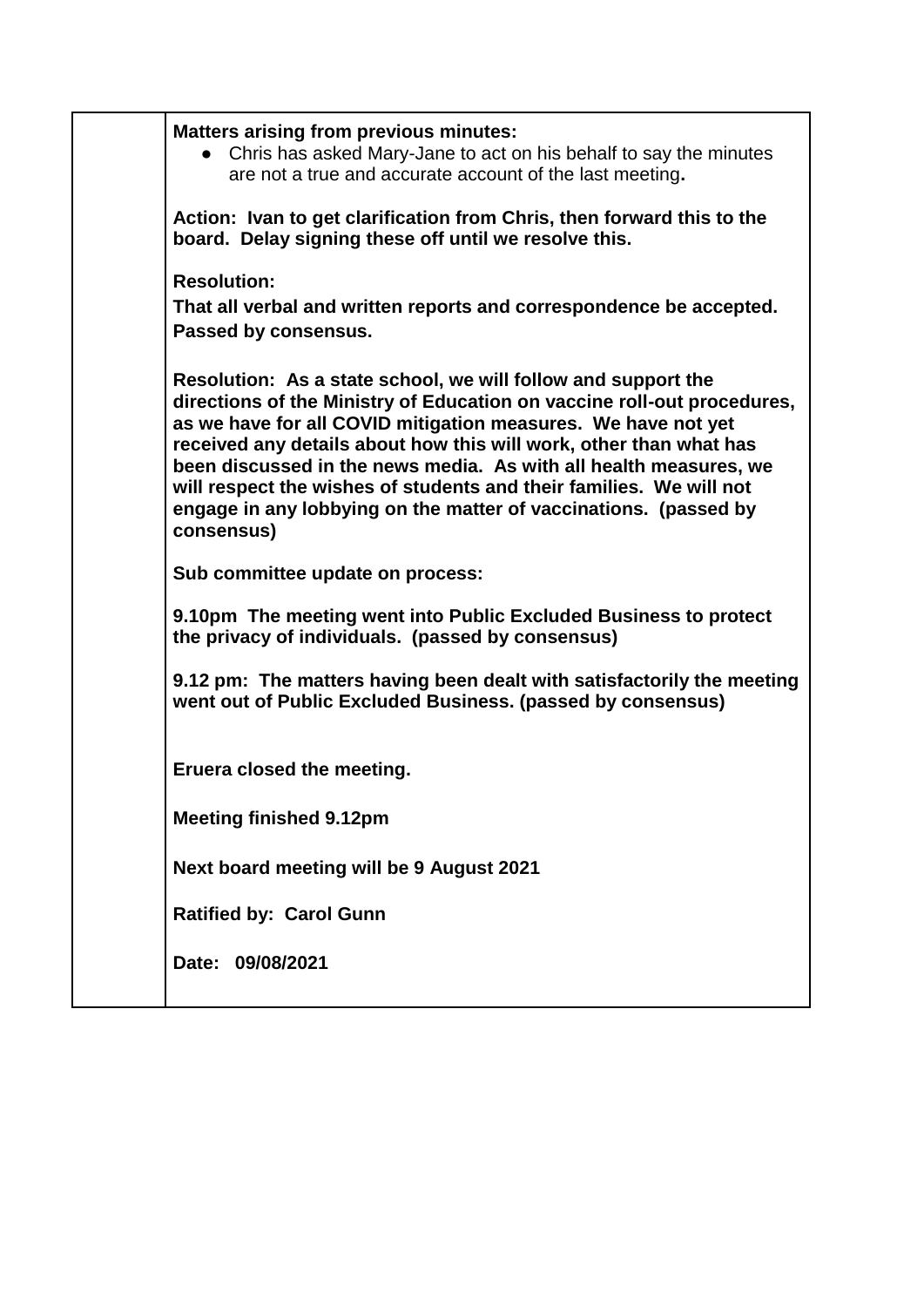**Matters arising from previous minutes:**

- Chris has asked Mary-Jane to act on his behalf to say the minutes are not a true and accurate account of the last meeting**.**

**Action: Ivan to get clarification from Chris, then forward this to the board. Delay signing these off until we resolve this.**

**Resolution:**

**That all verbal and written reports and correspondence be accepted. Passed by consensus.**

**Resolution: As a state school, we will follow and support the directions of the Ministry of Education on vaccine roll-out procedures, as we have for all COVID mitigation measures. We have not yet received any details about how this will work, other than what has been discussed in the news media. As with all health measures, we will respect the wishes of students and their families. We will not engage in any lobbying on the matter of vaccinations. (passed by consensus)**

**Sub committee update on process:**

**9.10pm The meeting went into Public Excluded Business to protect the privacy of individuals. (passed by consensus)**

**9.12 pm: The matters having been dealt with satisfactorily the meeting went out of Public Excluded Business. (passed by consensus)**

**Eruera closed the meeting.**

**Meeting finished 9.12pm**

**Next board meeting will be 9 August 2021**

**Ratified by: Carol Gunn**

**Date: 09/08/2021**